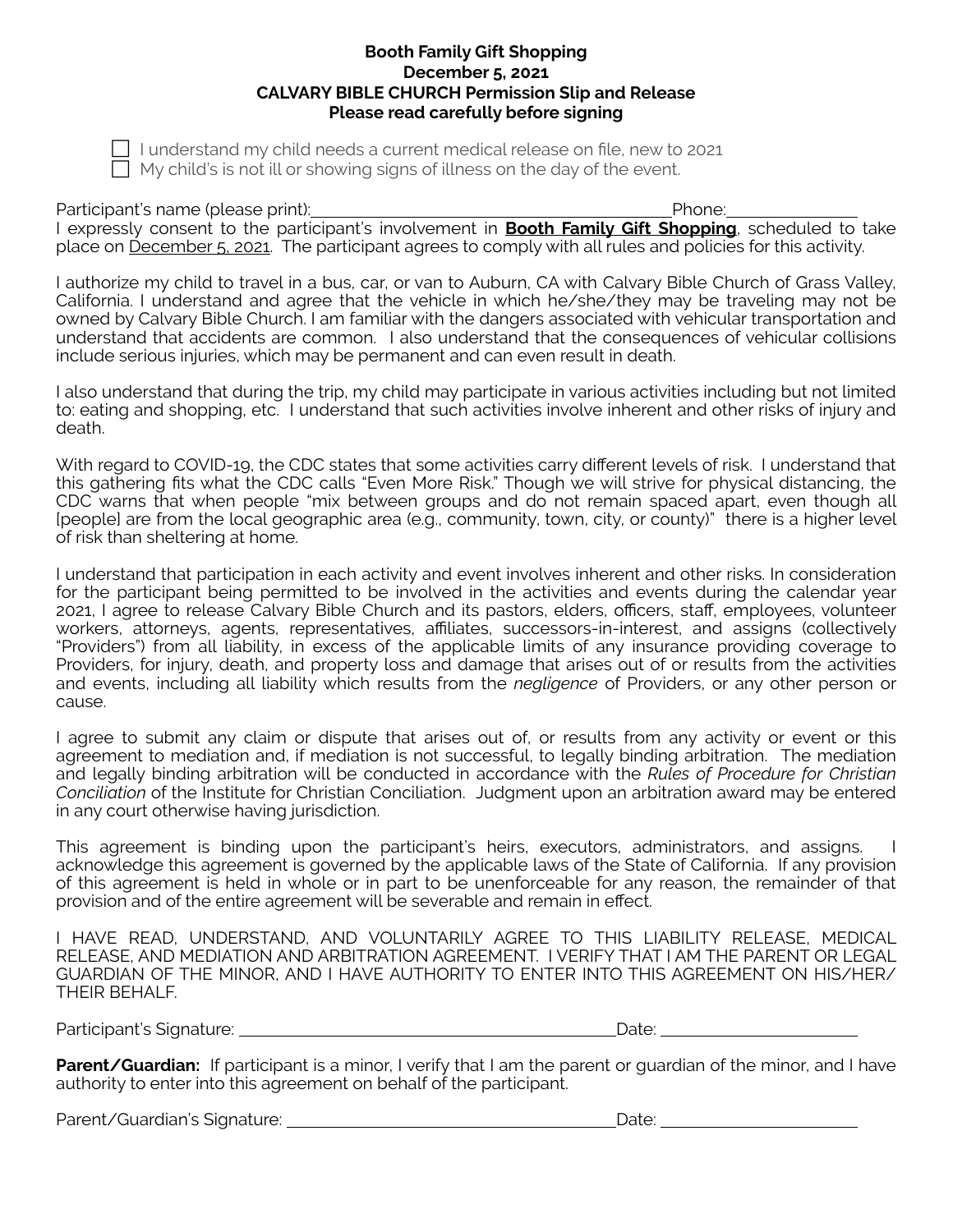**Booth Family Gift Shopping**
**December 5, 2021**
**CALVARY BIBLE CHURCH Permission Slip and Release**
**Please read carefully before signing**

- ☐ I understand my child needs a current medical release on file, new to 2021
- ☐ My child's is not ill or showing signs of illness on the day of the event.

Participant's name (please print):______________________________ Phone:____________

I expressly consent to the participant's involvement in **Booth Family Gift Shopping**, scheduled to take place on December 5, 2021. The participant agrees to comply with all rules and policies for this activity.

I authorize my child to travel in a bus, car, or van to Auburn, CA with Calvary Bible Church of Grass Valley, California. I understand and agree that the vehicle in which he/she/they may be traveling may not be owned by Calvary Bible Church. I am familiar with the dangers associated with vehicular transportation and understand that accidents are common. I also understand that the consequences of vehicular collisions include serious injuries, which may be permanent and can even result in death.

I also understand that during the trip, my child may participate in various activities including but not limited to: eating and shopping, etc. I understand that such activities involve inherent and other risks of injury and death.

With regard to COVID-19, the CDC states that some activities carry different levels of risk. I understand that this gathering fits what the CDC calls "Even More Risk." Though we will strive for physical distancing, the CDC warns that when people "mix between groups and do not remain spaced apart, even though all [people] are from the local geographic area (e.g., community, town, city, or county)" there is a higher level of risk than sheltering at home.

I understand that participation in each activity and event involves inherent and other risks. In consideration for the participant being permitted to be involved in the activities and events during the calendar year 2021, I agree to release Calvary Bible Church and its pastors, elders, officers, staff, employees, volunteer workers, attorneys, agents, representatives, affiliates, successors-in-interest, and assigns (collectively "Providers") from all liability, in excess of the applicable limits of any insurance providing coverage to Providers, for injury, death, and property loss and damage that arises out of or results from the activities and events, including all liability which results from the *negligence* of Providers, or any other person or cause.

I agree to submit any claim or dispute that arises out of, or results from any activity or event or this agreement to mediation and, if mediation is not successful, to legally binding arbitration. The mediation and legally binding arbitration will be conducted in accordance with the *Rules of Procedure for Christian Conciliation* of the Institute for Christian Conciliation. Judgment upon an arbitration award may be entered in any court otherwise having jurisdiction.

This agreement is binding upon the participant's heirs, executors, administrators, and assigns. I acknowledge this agreement is governed by the applicable laws of the State of California. If any provision of this agreement is held in whole or in part to be unenforceable for any reason, the remainder of that provision and of the entire agreement will be severable and remain in effect.

I HAVE READ, UNDERSTAND, AND VOLUNTARILY AGREE TO THIS LIABILITY RELEASE, MEDICAL RELEASE, AND MEDIATION AND ARBITRATION AGREEMENT. I VERIFY THAT I AM THE PARENT OR LEGAL GUARDIAN OF THE MINOR, AND I HAVE AUTHORITY TO ENTER INTO THIS AGREEMENT ON HIS/HER/THEIR BEHALF.

Participant's Signature: ______________________________ Date: ________________

**Parent/Guardian:** If participant is a minor, I verify that I am the parent or guardian of the minor, and I have authority to enter into this agreement on behalf of the participant.

Parent/Guardian's Signature: ______________________________ Date: ________________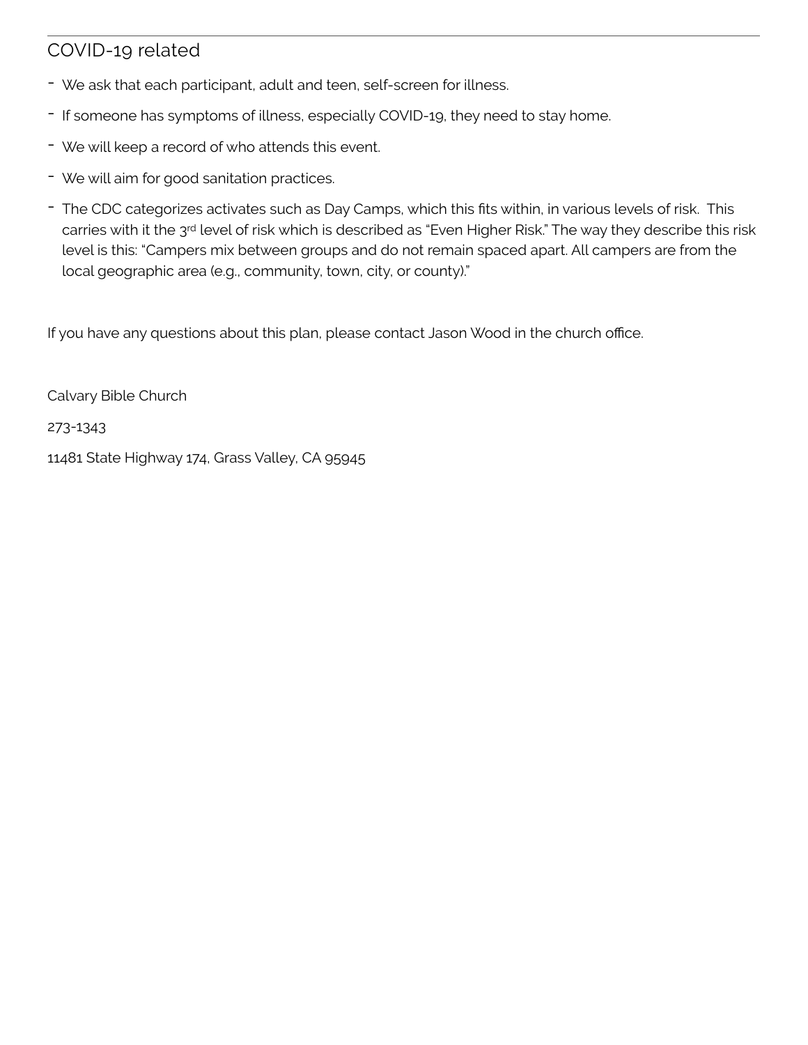## COVID-19 related

- We ask that each participant, adult and teen, self-screen for illness.
- If someone has symptoms of illness, especially COVID-19, they need to stay home.
- We will keep a record of who attends this event.
- We will aim for good sanitation practices.
- The CDC categorizes activates such as Day Camps, which this fits within, in various levels of risk. This carries with it the 3rd level of risk which is described as "Even Higher Risk." The way they describe this risk level is this: "Campers mix between groups and do not remain spaced apart. All campers are from the local geographic area (e.g., community, town, city, or county)."

If you have any questions about this plan, please contact Jason Wood in the church office.

Calvary Bible Church

273-1343

11481 State Highway 174, Grass Valley, CA 95945